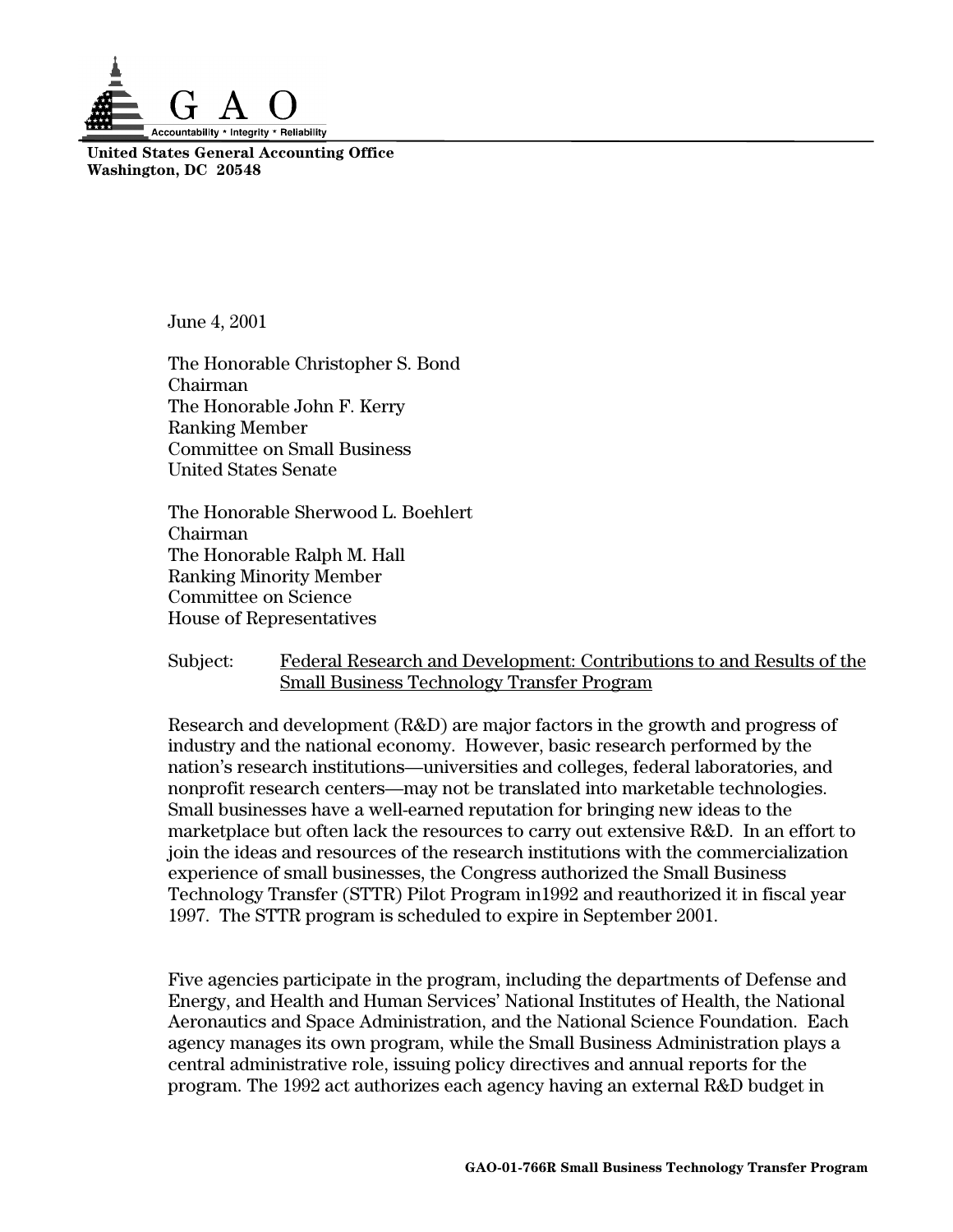**G A O**

Accountability * Integrity * Reliability

**United States General Accounting Office**
**Washington, DC 20548**

June 4, 2001

The Honorable Christopher S. Bond
Chairman
The Honorable John F. Kerry
Ranking Member
Committee on Small Business
United States Senate

The Honorable Sherwood L. Boehlert
Chairman
The Honorable Ralph M. Hall
Ranking Minority Member
Committee on Science
House of Representatives

Subject: Federal Research and Development: Contributions to and Results of the Small Business Technology Transfer Program

Research and development (R&D) are major factors in the growth and progress of industry and the national economy. However, basic research performed by the nation's research institutions—universities and colleges, federal laboratories, and nonprofit research centers—may not be translated into marketable technologies. Small businesses have a well-earned reputation for bringing new ideas to the marketplace but often lack the resources to carry out extensive R&D. In an effort to join the ideas and resources of the research institutions with the commercialization experience of small businesses, the Congress authorized the Small Business Technology Transfer (STTR) Pilot Program in1992 and reauthorized it in fiscal year 1997. The STTR program is scheduled to expire in September 2001.

Five agencies participate in the program, including the departments of Defense and Energy, and Health and Human Services' National Institutes of Health, the National Aeronautics and Space Administration, and the National Science Foundation. Each agency manages its own program, while the Small Business Administration plays a central administrative role, issuing policy directives and annual reports for the program. The 1992 act authorizes each agency having an external R&D budget in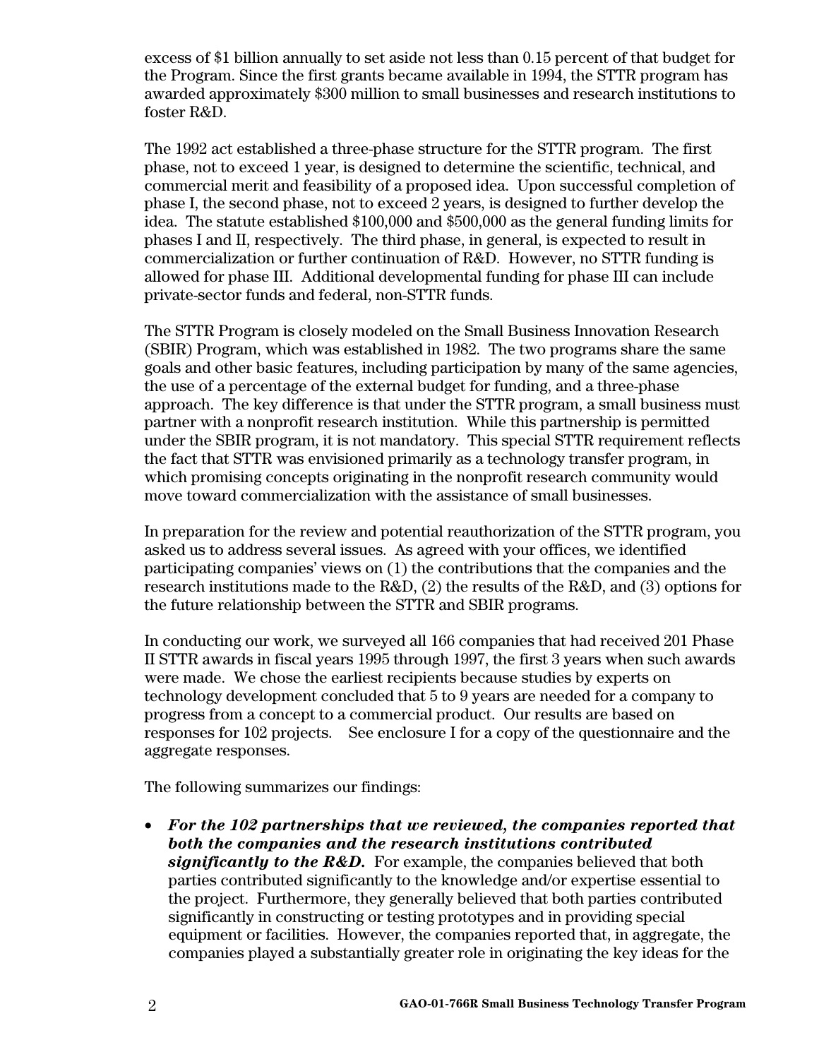excess of $1 billion annually to set aside not less than 0.15 percent of that budget for the Program. Since the first grants became available in 1994, the STTR program has awarded approximately $300 million to small businesses and research institutions to foster R&D.

The 1992 act established a three-phase structure for the STTR program. The first phase, not to exceed 1 year, is designed to determine the scientific, technical, and commercial merit and feasibility of a proposed idea. Upon successful completion of phase I, the second phase, not to exceed 2 years, is designed to further develop the idea. The statute established $100,000 and $500,000 as the general funding limits for phases I and II, respectively. The third phase, in general, is expected to result in commercialization or further continuation of R&D. However, no STTR funding is allowed for phase III. Additional developmental funding for phase III can include private-sector funds and federal, non-STTR funds.

The STTR Program is closely modeled on the Small Business Innovation Research (SBIR) Program, which was established in 1982. The two programs share the same goals and other basic features, including participation by many of the same agencies, the use of a percentage of the external budget for funding, and a three-phase approach. The key difference is that under the STTR program, a small business must partner with a nonprofit research institution. While this partnership is permitted under the SBIR program, it is not mandatory. This special STTR requirement reflects the fact that STTR was envisioned primarily as a technology transfer program, in which promising concepts originating in the nonprofit research community would move toward commercialization with the assistance of small businesses.

In preparation for the review and potential reauthorization of the STTR program, you asked us to address several issues. As agreed with your offices, we identified participating companies' views on (1) the contributions that the companies and the research institutions made to the R&D, (2) the results of the R&D, and (3) options for the future relationship between the STTR and SBIR programs.

In conducting our work, we surveyed all 166 companies that had received 201 Phase II STTR awards in fiscal years 1995 through 1997, the first 3 years when such awards were made. We chose the earliest recipients because studies by experts on technology development concluded that 5 to 9 years are needed for a company to progress from a concept to a commercial product. Our results are based on responses for 102 projects. See enclosure I for a copy of the questionnaire and the aggregate responses.

The following summarizes our findings:

- ***For the 102 partnerships that we reviewed, the companies reported that both the companies and the research institutions contributed significantly to the R&D.*** For example, the companies believed that both parties contributed significantly to the knowledge and/or expertise essential to the project. Furthermore, they generally believed that both parties contributed significantly in constructing or testing prototypes and in providing special equipment or facilities. However, the companies reported that, in aggregate, the companies played a substantially greater role in originating the key ideas for the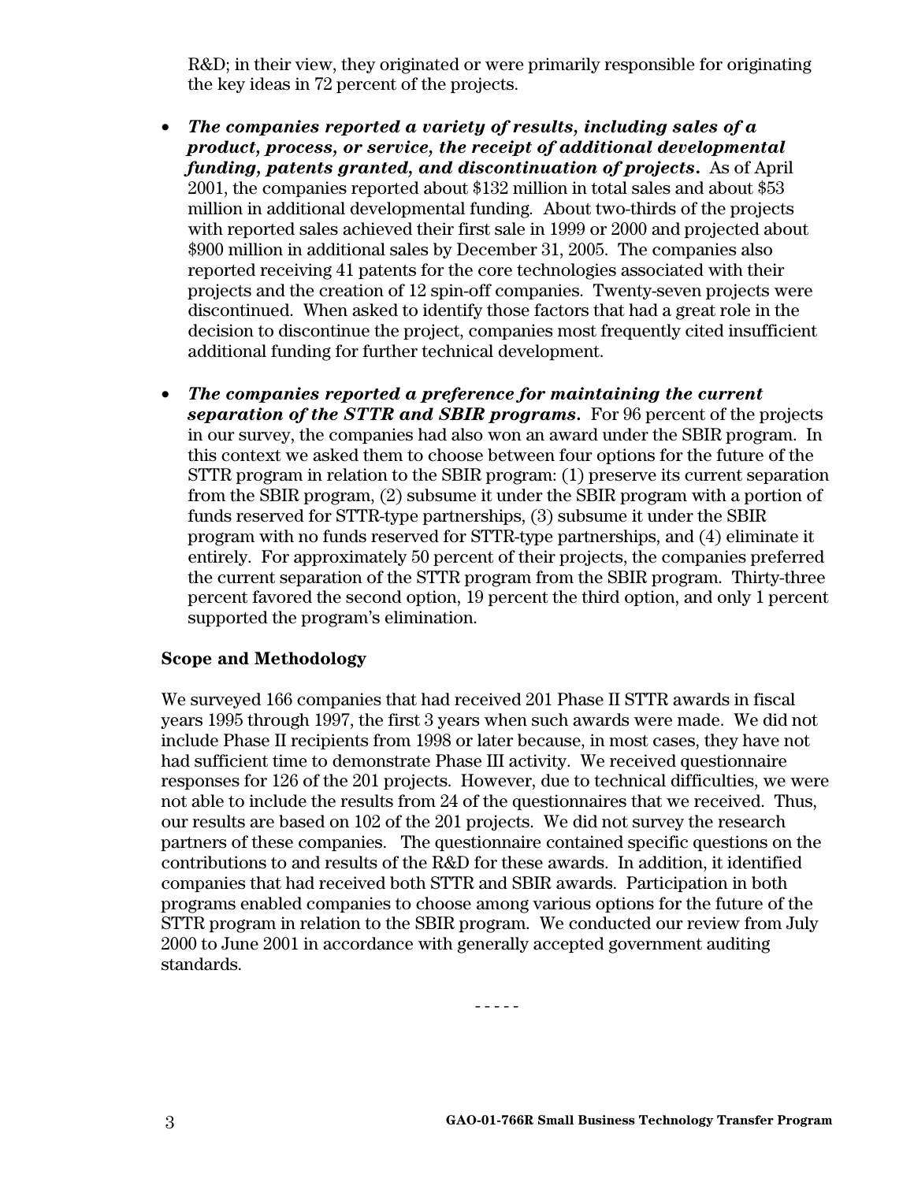R&D; in their view, they originated or were primarily responsible for originating the key ideas in 72 percent of the projects.

- ***The companies reported a variety of results, including sales of a product, process, or service, the receipt of additional developmental funding, patents granted, and discontinuation of projects.*** As of April 2001, the companies reported about $132 million in total sales and about $53 million in additional developmental funding. About two-thirds of the projects with reported sales achieved their first sale in 1999 or 2000 and projected about $900 million in additional sales by December 31, 2005. The companies also reported receiving 41 patents for the core technologies associated with their projects and the creation of 12 spin-off companies. Twenty-seven projects were discontinued. When asked to identify those factors that had a great role in the decision to discontinue the project, companies most frequently cited insufficient additional funding for further technical development.

- ***The companies reported a preference for maintaining the current separation of the STTR and SBIR programs.*** For 96 percent of the projects in our survey, the companies had also won an award under the SBIR program. In this context we asked them to choose between four options for the future of the STTR program in relation to the SBIR program: (1) preserve its current separation from the SBIR program, (2) subsume it under the SBIR program with a portion of funds reserved for STTR-type partnerships, (3) subsume it under the SBIR program with no funds reserved for STTR-type partnerships, and (4) eliminate it entirely. For approximately 50 percent of their projects, the companies preferred the current separation of the STTR program from the SBIR program. Thirty-three percent favored the second option, 19 percent the third option, and only 1 percent supported the program's elimination.

**Scope and Methodology**

We surveyed 166 companies that had received 201 Phase II STTR awards in fiscal years 1995 through 1997, the first 3 years when such awards were made. We did not include Phase II recipients from 1998 or later because, in most cases, they have not had sufficient time to demonstrate Phase III activity. We received questionnaire responses for 126 of the 201 projects. However, due to technical difficulties, we were not able to include the results from 24 of the questionnaires that we received. Thus, our results are based on 102 of the 201 projects. We did not survey the research partners of these companies. The questionnaire contained specific questions on the contributions to and results of the R&D for these awards. In addition, it identified companies that had received both STTR and SBIR awards. Participation in both programs enabled companies to choose among various options for the future of the STTR program in relation to the SBIR program. We conducted our review from July 2000 to June 2001 in accordance with generally accepted government auditing standards.

- - - - -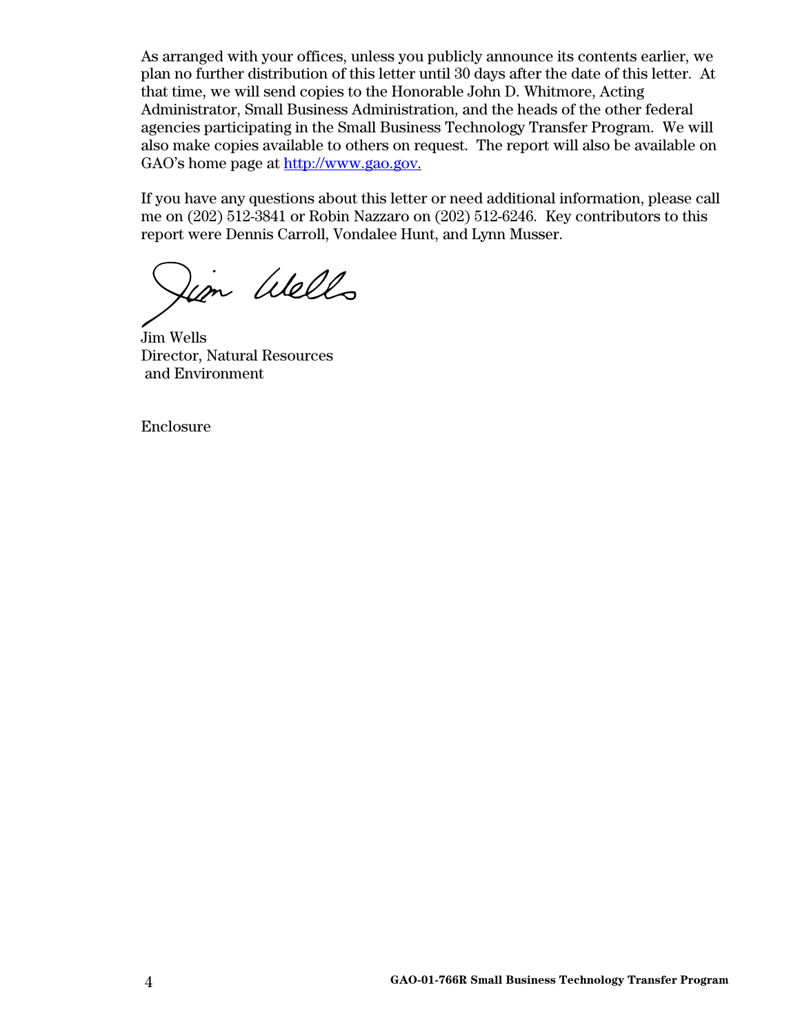As arranged with your offices, unless you publicly announce its contents earlier, we plan no further distribution of this letter until 30 days after the date of this letter. At that time, we will send copies to the Honorable John D. Whitmore, Acting Administrator, Small Business Administration, and the heads of the other federal agencies participating in the Small Business Technology Transfer Program. We will also make copies available to others on request. The report will also be available on GAO's home page at http://www.gao.gov.

If you have any questions about this letter or need additional information, please call me on (202) 512-3841 or Robin Nazzaro on (202) 512-6246. Key contributors to this report were Dennis Carroll, Vondalee Hunt, and Lynn Musser.

Jim Wells
Director, Natural Resources
and Environment

Enclosure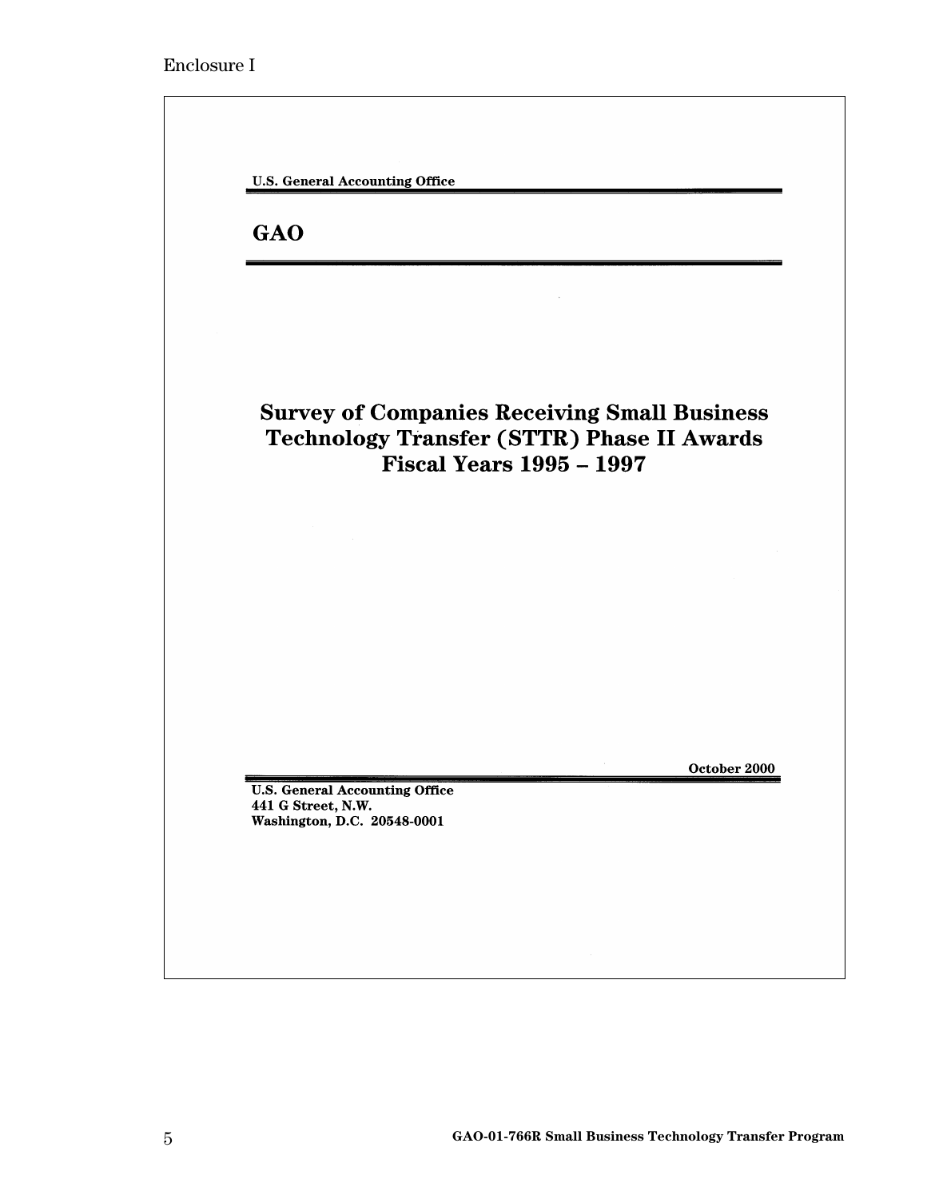Enclosure I

U.S. General Accounting Office

**GAO**

# Survey of Companies Receiving Small Business Technology Transfer (STTR) Phase II Awards Fiscal Years 1995 – 1997

October 2000

**U.S. General Accounting Office**
**441 G Street, N.W.**
**Washington, D.C. 20548-0001**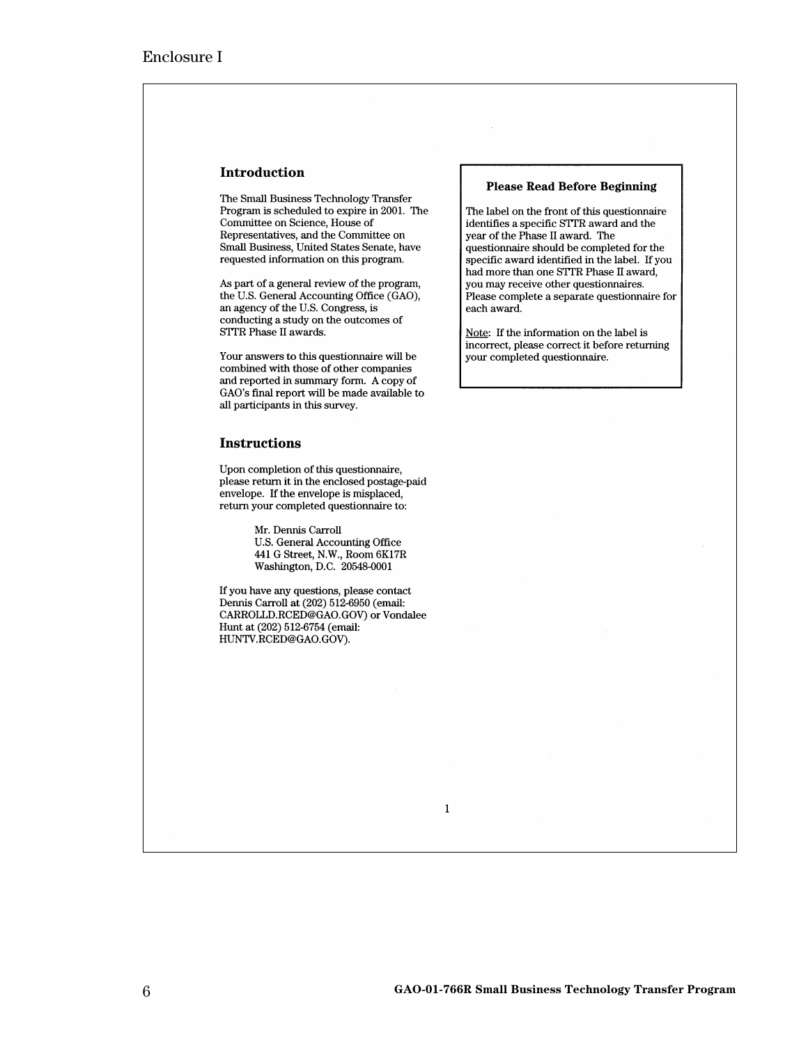## Introduction

The Small Business Technology Transfer Program is scheduled to expire in 2001. The Committee on Science, House of Representatives, and the Committee on Small Business, United States Senate, have requested information on this program.

As part of a general review of the program, the U.S. General Accounting Office (GAO), an agency of the U.S. Congress, is conducting a study on the outcomes of STTR Phase II awards.

Your answers to this questionnaire will be combined with those of other companies and reported in summary form. A copy of GAO's final report will be made available to all participants in this survey.

## Instructions

Upon completion of this questionnaire, please return it in the enclosed postage-paid envelope. If the envelope is misplaced, return your completed questionnaire to:

Mr. Dennis Carroll
U.S. General Accounting Office
441 G Street, N.W., Room 6K17R
Washington, D.C. 20548-0001

If you have any questions, please contact Dennis Carroll at (202) 512-6950 (email: CARROLLD.RCED@GAO.GOV) or Vondalee Hunt at (202) 512-6754 (email: HUNTV.RCED@GAO.GOV).

### Please Read Before Beginning

The label on the front of this questionnaire identifies a specific STTR award and the year of the Phase II award. The questionnaire should be completed for the specific award identified in the label. If you had more than one STTR Phase II award, you may receive other questionnaires. Please complete a separate questionnaire for each award.

Note: If the information on the label is incorrect, please correct it before returning your completed questionnaire.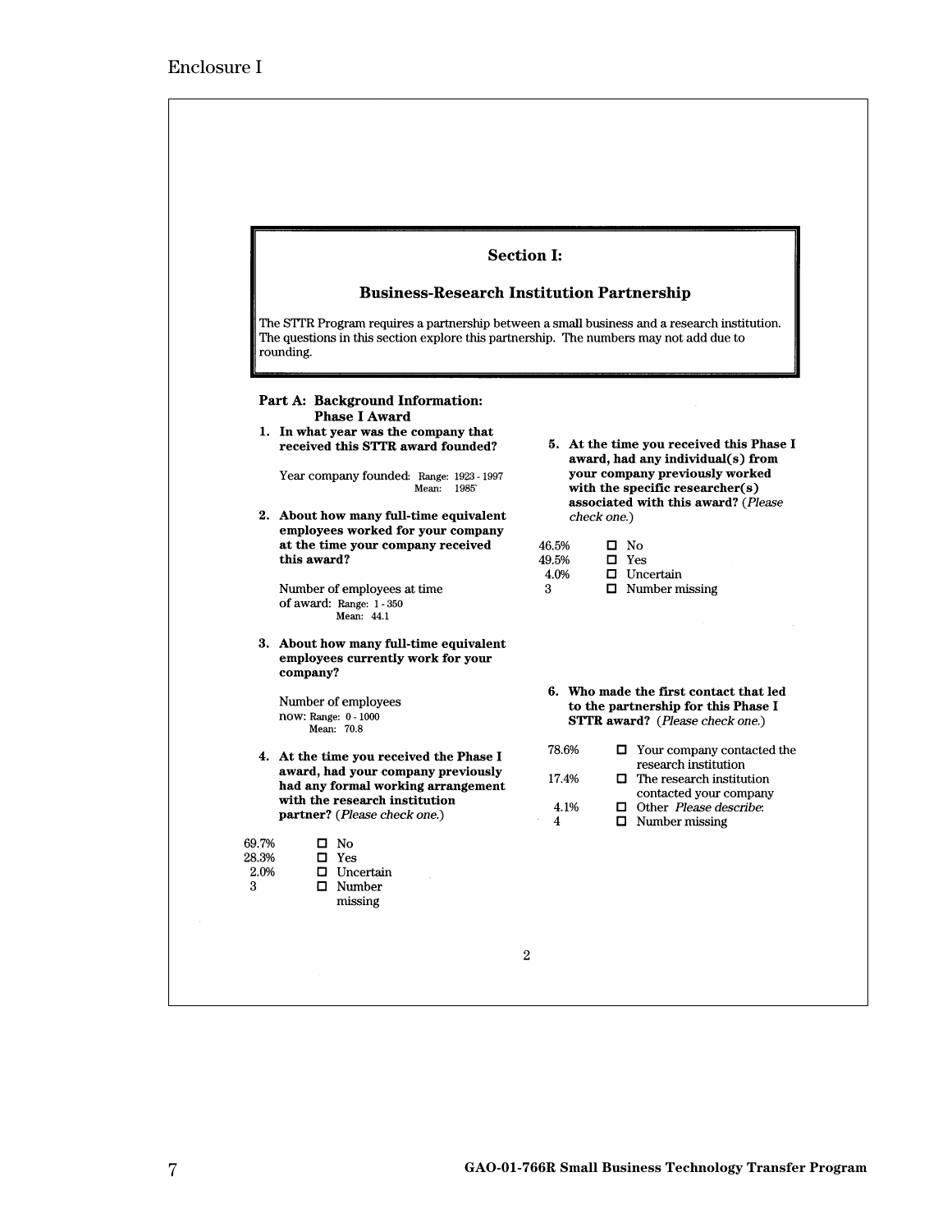# Section I:

## Business-Research Institution Partnership

The STTR Program requires a partnership between a small business and a research institution. The questions in this section explore this partnership. The numbers may not add due to rounding.

### Part A: Background Information: Phase I Award

**1. In what year was the company that received this STTR award founded?**

Year company founded: Range: 1923 - 1997
Mean: 1985

**2. About how many full-time equivalent employees worked for your company at the time your company received this award?**

Number of employees at time of award: Range: 1 - 350
Mean: 44.1

**3. About how many full-time equivalent employees currently work for your company?**

Number of employees now: Range: 0 - 1000
Mean: 70.8

**4. At the time you received the Phase I award, had your company previously had any formal working arrangement with the research institution partner?** (*Please check one.*)

| | |
|---|---|
| 69.7% | ☐ No |
| 28.3% | ☐ Yes |
| 2.0% | ☐ Uncertain |
| 3 | ☐ Number missing |

**5. At the time you received this Phase I award, had any individual(s) from your company previously worked with the specific researcher(s) associated with this award?** (*Please check one.*)

| | |
|---|---|
| 46.5% | ☐ No |
| 49.5% | ☐ Yes |
| 4.0% | ☐ Uncertain |
| 3 | ☐ Number missing |

**6. Who made the first contact that led to the partnership for this Phase I STTR award?** (*Please check one.*)

| | |
|---|---|
| 78.6% | ☐ Your company contacted the research institution |
| 17.4% | ☐ The research institution contacted your company |
| 4.1% | ☐ Other *Please describe*: |
| 4 | ☐ Number missing |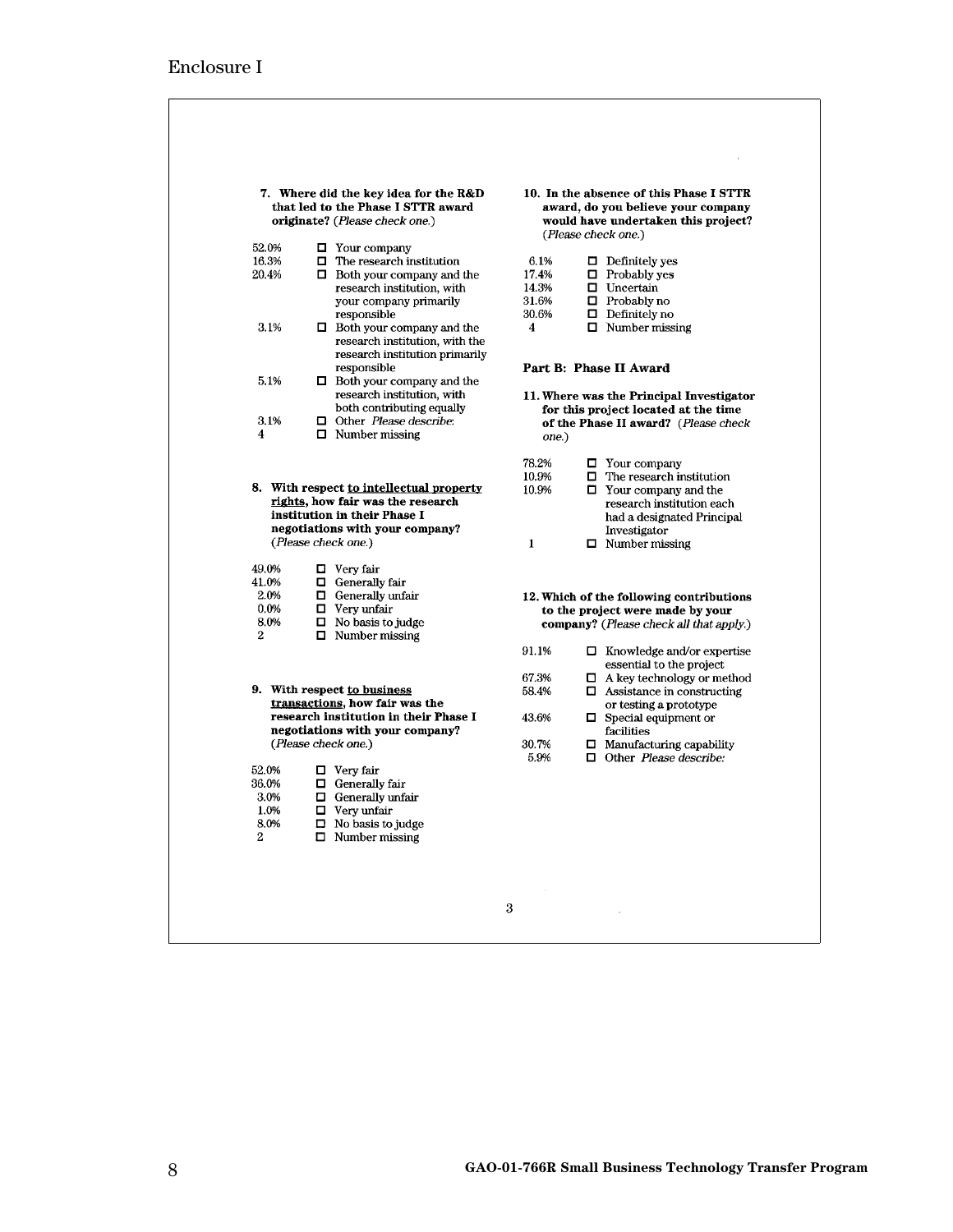Enclosure I

**7. Where did the key idea for the R&D that led to the Phase I STTR award originate?** *(Please check one.)*

| | |
|---|---|
| 52.0% | ☐ Your company |
| 16.3% | ☐ The research institution |
| 20.4% | ☐ Both your company and the research institution, with your company primarily responsible |
| 3.1% | ☐ Both your company and the research institution, with the research institution primarily responsible |
| 5.1% | ☐ Both your company and the research institution, with both contributing equally |
| 3.1% | ☐ Other *Please describe:* |
| 4 | ☐ Number missing |

**8. With respect to intellectual property rights, how fair was the research institution in their Phase I negotiations with your company?** *(Please check one.)*

| | |
|---|---|
| 49.0% | ☐ Very fair |
| 41.0% | ☐ Generally fair |
| 2.0% | ☐ Generally unfair |
| 0.0% | ☐ Very unfair |
| 8.0% | ☐ No basis to judge |
| 2 | ☐ Number missing |

**9. With respect to business transactions, how fair was the research institution in their Phase I negotiations with your company?** *(Please check one.)*

| | |
|---|---|
| 52.0% | ☐ Very fair |
| 36.0% | ☐ Generally fair |
| 3.0% | ☐ Generally unfair |
| 1.0% | ☐ Very unfair |
| 8.0% | ☐ No basis to judge |
| 2 | ☐ Number missing |

**10. In the absence of this Phase I STTR award, do you believe your company would have undertaken this project?** *(Please check one.)*

| | |
|---|---|
| 6.1% | ☐ Definitely yes |
| 17.4% | ☐ Probably yes |
| 14.3% | ☐ Uncertain |
| 31.6% | ☐ Probably no |
| 30.6% | ☐ Definitely no |
| 4 | ☐ Number missing |

## Part B: Phase II Award

**11. Where was the Principal Investigator for this project located at the time of the Phase II award?** *(Please check one.)*

| | |
|---|---|
| 78.2% | ☐ Your company |
| 10.9% | ☐ The research institution |
| 10.9% | ☐ Your company and the research institution each had a designated Principal Investigator |
| 1 | ☐ Number missing |

**12. Which of the following contributions to the project were made by your company?** *(Please check all that apply.)*

| | |
|---|---|
| 91.1% | ☐ Knowledge and/or expertise essential to the project |
| 67.3% | ☐ A key technology or method |
| 58.4% | ☐ Assistance in constructing or testing a prototype |
| 43.6% | ☐ Special equipment or facilities |
| 30.7% | ☐ Manufacturing capability |
| 5.9% | ☐ Other *Please describe:* |

3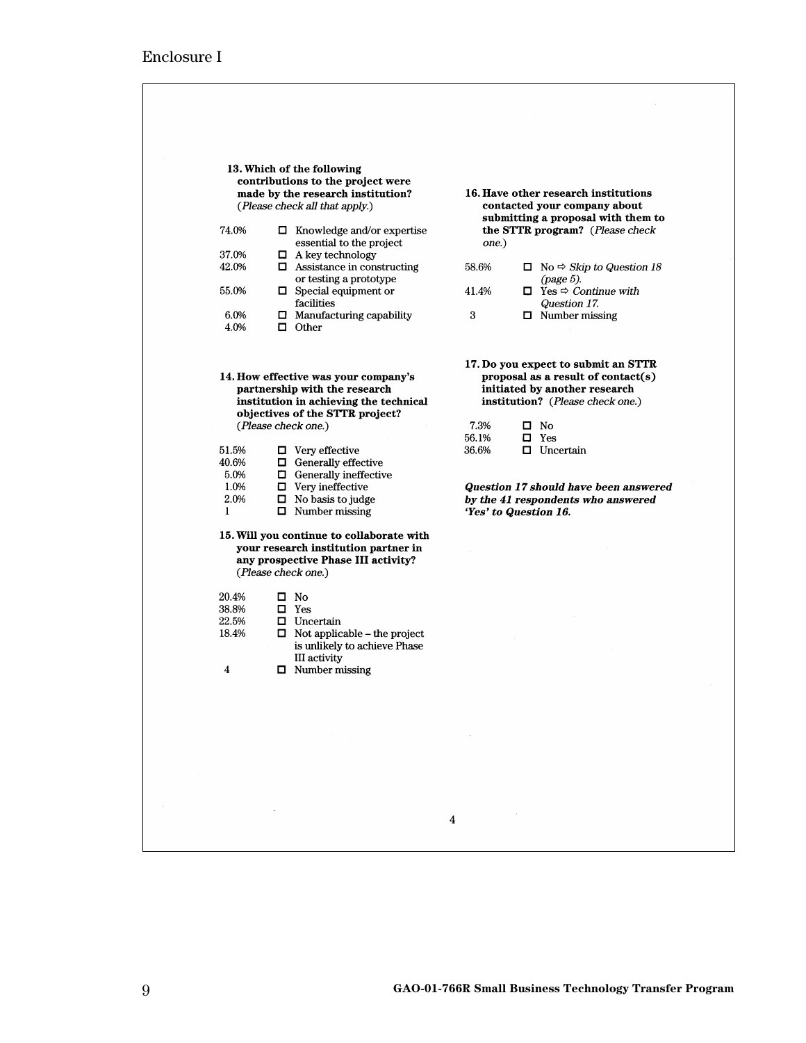Enclosure I

**13. Which of the following contributions to the project were made by the research institution?** (*Please check all that apply.*)

| | |
|---|---|
| 74.0% | ☐ Knowledge and/or expertise essential to the project |
| 37.0% | ☐ A key technology |
| 42.0% | ☐ Assistance in constructing or testing a prototype |
| 55.0% | ☐ Special equipment or facilities |
| 6.0% | ☐ Manufacturing capability |
| 4.0% | ☐ Other |

**14. How effective was your company's partnership with the research institution in achieving the technical objectives of the STTR project?** (*Please check one.*)

| | |
|---|---|
| 51.5% | ☐ Very effective |
| 40.6% | ☐ Generally effective |
| 5.0% | ☐ Generally ineffective |
| 1.0% | ☐ Very ineffective |
| 2.0% | ☐ No basis to judge |
| 1 | ☐ Number missing |

**15. Will you continue to collaborate with your research institution partner in any prospective Phase III activity?** (*Please check one.*)

| | |
|---|---|
| 20.4% | ☐ No |
| 38.8% | ☐ Yes |
| 22.5% | ☐ Uncertain |
| 18.4% | ☐ Not applicable – the project is unlikely to achieve Phase III activity |
| 4 | ☐ Number missing |

**16. Have other research institutions contacted your company about submitting a proposal with them to the STTR program?** (*Please check one.*)

| | |
|---|---|
| 58.6% | ☐ No ⇨ *Skip to Question 18 (page 5).* |
| 41.4% | ☐ Yes ⇨ *Continue with Question 17.* |
| 3 | ☐ Number missing |

**17. Do you expect to submit an STTR proposal as a result of contact(s) initiated by another research institution?** (*Please check one.*)

| | |
|---|---|
| 7.3% | ☐ No |
| 56.1% | ☐ Yes |
| 36.6% | ☐ Uncertain |

***Question 17 should have been answered by the 41 respondents who answered 'Yes' to Question 16.***

4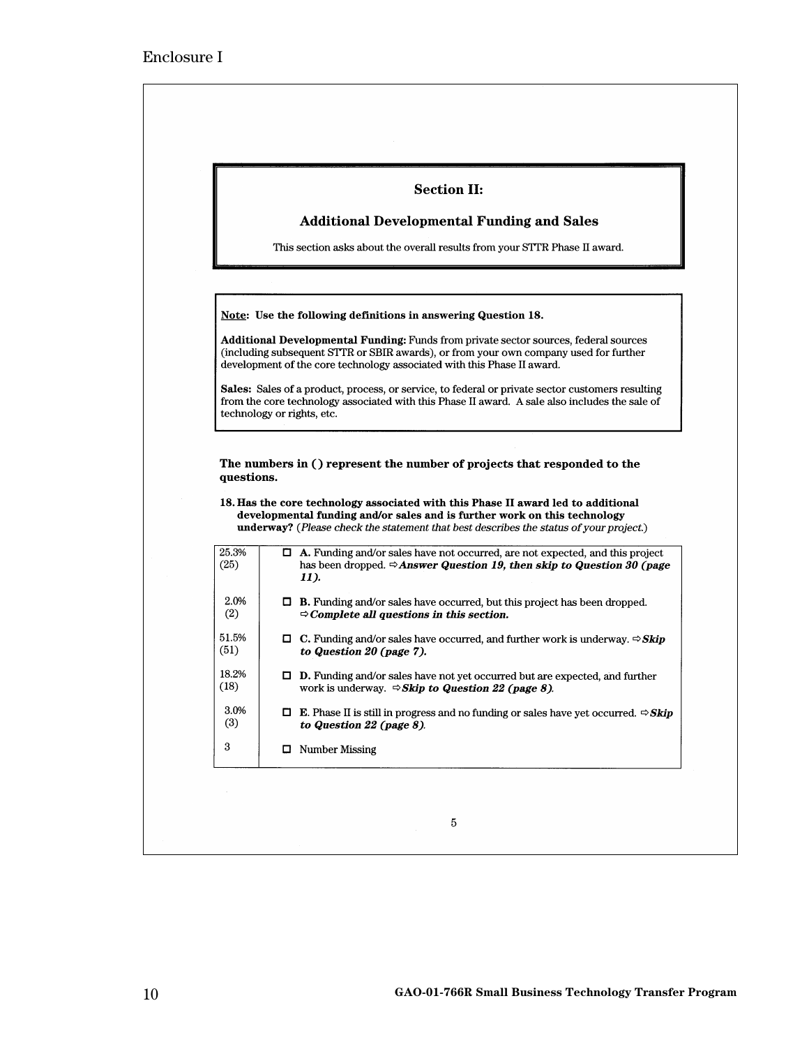Enclosure I

## Section II:

## Additional Developmental Funding and Sales

This section asks about the overall results from your STTR Phase II award.

**Note: Use the following definitions in answering Question 18.**

**Additional Developmental Funding:** Funds from private sector sources, federal sources (including subsequent STTR or SBIR awards), or from your own company used for further development of the core technology associated with this Phase II award.

**Sales:** Sales of a product, process, or service, to federal or private sector customers resulting from the core technology associated with this Phase II award. A sale also includes the sale of technology or rights, etc.

**The numbers in () represent the number of projects that responded to the questions.**

**18. Has the core technology associated with this Phase II award led to additional developmental funding and/or sales and is further work on this technology underway?** *(Please check the statement that best describes the status of your project.)*

| | |
|---|---|
| 25.3% (25) | ☐ **A.** Funding and/or sales have not occurred, are not expected, and this project has been dropped. ⇨ ***Answer Question 19, then skip to Question 30 (page 11).*** |
| 2.0% (2) | ☐ **B.** Funding and/or sales have occurred, but this project has been dropped. ⇨ ***Complete all questions in this section.*** |
| 51.5% (51) | ☐ **C.** Funding and/or sales have occurred, and further work is underway. ⇨ ***Skip to Question 20 (page 7).*** |
| 18.2% (18) | ☐ **D.** Funding and/or sales have not yet occurred but are expected, and further work is underway. ⇨ ***Skip to Question 22 (page 8).*** |
| 3.0% (3) | ☐ **E.** Phase II is still in progress and no funding or sales have yet occurred. ⇨ ***Skip to Question 22 (page 8).*** |
| 3 | ☐ Number Missing |

5

GAO-01-766R Small Business Technology Transfer Program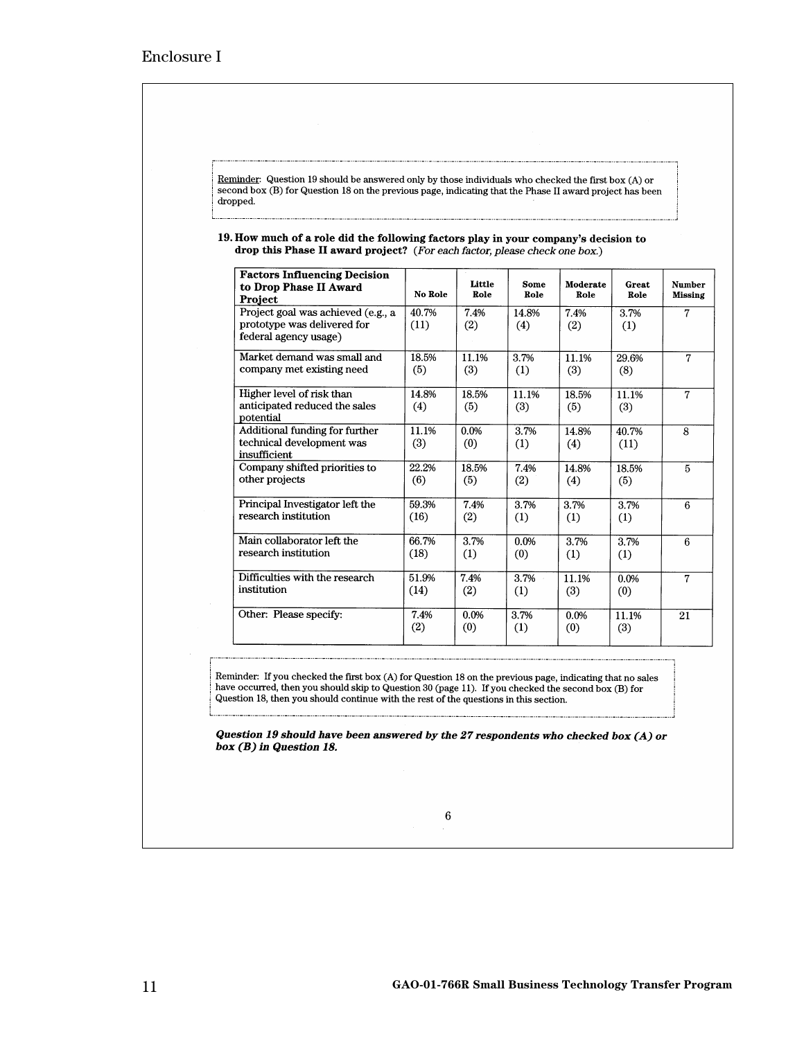Enclosure I

Reminder: Question 19 should be answered only by those individuals who checked the first box (A) or second box (B) for Question 18 on the previous page, indicating that the Phase II award project has been dropped.

**19. How much of a role did the following factors play in your company's decision to drop this Phase II award project?** *(For each factor, please check one box.)*

| Factors Influencing Decision to Drop Phase II Award Project | No Role | Little Role | Some Role | Moderate Role | Great Role | Number Missing |
|---|---|---|---|---|---|---|
| Project goal was achieved (e.g., a prototype was delivered for federal agency usage) | 40.7% (11) | 7.4% (2) | 14.8% (4) | 7.4% (2) | 3.7% (1) | 7 |
| Market demand was small and company met existing need | 18.5% (5) | 11.1% (3) | 3.7% (1) | 11.1% (3) | 29.6% (8) | 7 |
| Higher level of risk than anticipated reduced the sales potential | 14.8% (4) | 18.5% (5) | 11.1% (3) | 18.5% (5) | 11.1% (3) | 7 |
| Additional funding for further technical development was insufficient | 11.1% (3) | 0.0% (0) | 3.7% (1) | 14.8% (4) | 40.7% (11) | 8 |
| Company shifted priorities to other projects | 22.2% (6) | 18.5% (5) | 7.4% (2) | 14.8% (4) | 18.5% (5) | 5 |
| Principal Investigator left the research institution | 59.3% (16) | 7.4% (2) | 3.7% (1) | 3.7% (1) | 3.7% (1) | 6 |
| Main collaborator left the research institution | 66.7% (18) | 3.7% (1) | 0.0% (0) | 3.7% (1) | 3.7% (1) | 6 |
| Difficulties with the research institution | 51.9% (14) | 7.4% (2) | 3.7% (1) | 11.1% (3) | 0.0% (0) | 7 |
| Other: Please specify: | 7.4% (2) | 0.0% (0) | 3.7% (1) | 0.0% (0) | 11.1% (3) | 21 |

Reminder: If you checked the first box (A) for Question 18 on the previous page, indicating that no sales have occurred, then you should skip to Question 30 (page 11). If you checked the second box (B) for Question 18, then you should continue with the rest of the questions in this section.

***Question 19 should have been answered by the 27 respondents who checked box (A) or box (B) in Question 18.***

GAO-01-766R Small Business Technology Transfer Program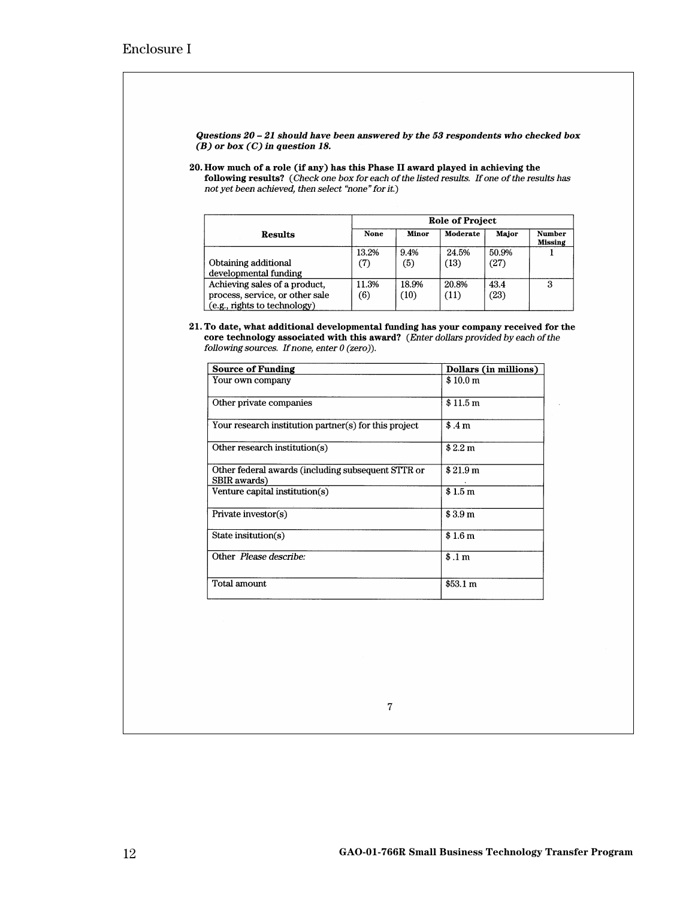Enclosure I

***Questions 20 – 21 should have been answered by the 53 respondents who checked box (B) or box (C) in question 18.***

**20. How much of a role (if any) has this Phase II award played in achieving the following results?** (*Check one box for each of the listed results. If one of the results has not yet been achieved, then select "none" for it.*)

| Results | Role of Project | | | | |
|---|---|---|---|---|---|
| | None | Minor | Moderate | Major | Number Missing |
| Obtaining additional developmental funding | 13.2% (7) | 9.4% (5) | 24.5% (13) | 50.9% (27) | 1 |
| Achieving sales of a product, process, service, or other sale (e.g., rights to technology) | 11.3% (6) | 18.9% (10) | 20.8% (11) | 43.4 (23) | 3 |

**21. To date, what additional developmental funding has your company received for the core technology associated with this award?** (*Enter dollars provided by each of the following sources. If none, enter 0 (zero)*).

| Source of Funding | Dollars (in millions) |
|---|---|
| Your own company | $ 10.0 m |
| Other private companies | $ 11.5 m |
| Your research institution partner(s) for this project | $ .4 m |
| Other research institution(s) | $ 2.2 m |
| Other federal awards (including subsequent STTR or SBIR awards) | $ 21.9 m |
| Venture capital institution(s) | $ 1.5 m |
| Private investor(s) | $ 3.9 m |
| State insitution(s) | $ 1.6 m |
| Other *Please describe:* | $ .1 m |
| Total amount | $53.1 m |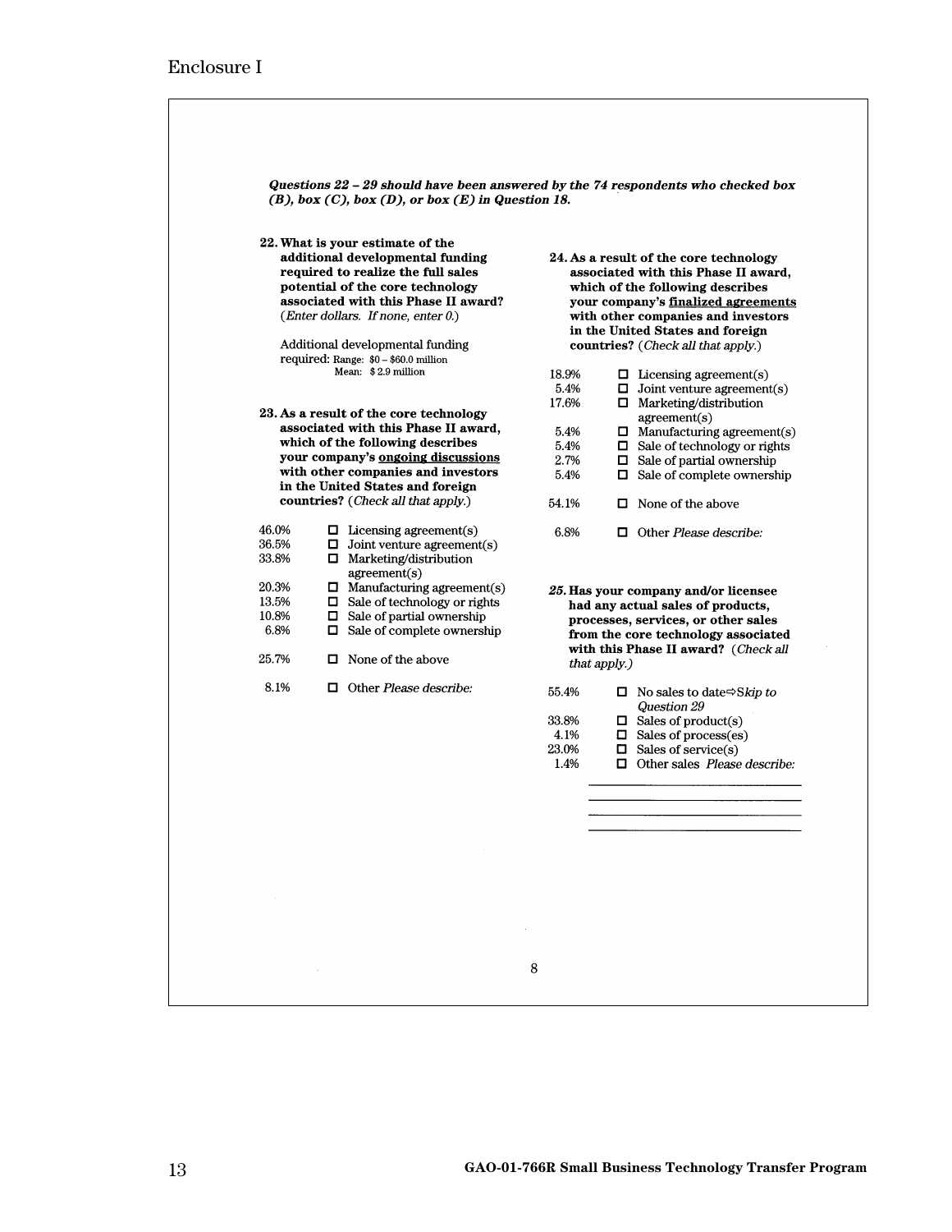*Questions 22 – 29 should have been answered by the 74 respondents who checked box (B), box (C), box (D), or box (E) in Question 18.*

**22. What is your estimate of the additional developmental funding required to realize the full sales potential of the core technology associated with this Phase II award?** (*Enter dollars. If none, enter 0.*)

Additional developmental funding required: Range: $0 – $60.0 million
Mean: $ 2.9 million

**23. As a result of the core technology associated with this Phase II award, which of the following describes your company's ongoing discussions with other companies and investors in the United States and foreign countries?** (*Check all that apply.*)

| | |
|---|---|
| 46.0% | ☐ Licensing agreement(s) |
| 36.5% | ☐ Joint venture agreement(s) |
| 33.8% | ☐ Marketing/distribution agreement(s) |
| 20.3% | ☐ Manufacturing agreement(s) |
| 13.5% | ☐ Sale of technology or rights |
| 10.8% | ☐ Sale of partial ownership |
| 6.8% | ☐ Sale of complete ownership |
| 25.7% | ☐ None of the above |
| 8.1% | ☐ Other *Please describe:* |

**24. As a result of the core technology associated with this Phase II award, which of the following describes your company's finalized agreements with other companies and investors in the United States and foreign countries?** (*Check all that apply.*)

| | |
|---|---|
| 18.9% | ☐ Licensing agreement(s) |
| 5.4% | ☐ Joint venture agreement(s) |
| 17.6% | ☐ Marketing/distribution agreement(s) |
| 5.4% | ☐ Manufacturing agreement(s) |
| 5.4% | ☐ Sale of technology or rights |
| 2.7% | ☐ Sale of partial ownership |
| 5.4% | ☐ Sale of complete ownership |
| 54.1% | ☐ None of the above |
| 6.8% | ☐ Other *Please describe:* |

***25.* Has your company and/or licensee had any actual sales of products, processes, services, or other sales from the core technology associated with this Phase II award?** (*Check all that apply.*)

| | |
|---|---|
| 55.4% | ☐ No sales to date⇨*Skip to Question 29* |
| 33.8% | ☐ Sales of product(s) |
| 4.1% | ☐ Sales of process(es) |
| 23.0% | ☐ Sales of service(s) |
| 1.4% | ☐ Other sales *Please describe:* |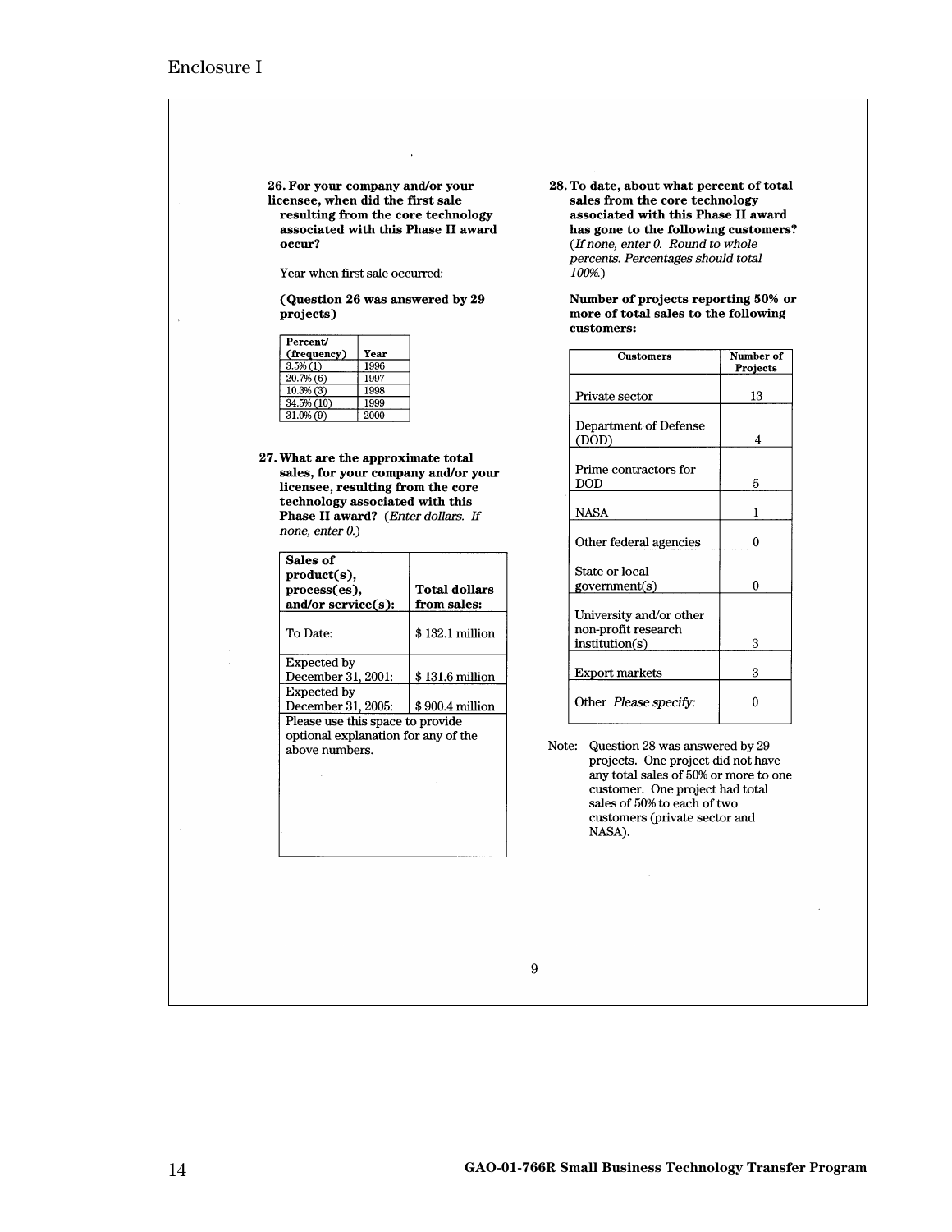Enclosure I

**26. For your company and/or your licensee, when did the first sale resulting from the core technology associated with this Phase II award occur?**

Year when first sale occurred:

**(Question 26 was answered by 29 projects)**

| Percent/ (frequency) | Year |
|---|---|
| 3.5% (1) | 1996 |
| 20.7% (6) | 1997 |
| 10.3% (3) | 1998 |
| 34.5% (10) | 1999 |
| 31.0% (9) | 2000 |

**27. What are the approximate total sales, for your company and/or your licensee, resulting from the core technology associated with this Phase II award?** *(Enter dollars. If none, enter 0.)*

| Sales of product(s), process(es), and/or service(s): | Total dollars from sales: |
|---|---|
| To Date: | $ 132.1 million |
| Expected by December 31, 2001: | $ 131.6 million |
| Expected by December 31, 2005: | $ 900.4 million |
| Please use this space to provide optional explanation for any of the above numbers. | |

**28. To date, about what percent of total sales from the core technology associated with this Phase II award has gone to the following customers?** *(If none, enter 0. Round to whole percents. Percentages should total 100%.)*

**Number of projects reporting 50% or more of total sales to the following customers:**

| Customers | Number of Projects |
|---|---|
| Private sector | 13 |
| Department of Defense (DOD) | 4 |
| Prime contractors for DOD | 5 |
| NASA | 1 |
| Other federal agencies | 0 |
| State or local government(s) | 0 |
| University and/or other non-profit research institution(s) | 3 |
| Export markets | 3 |
| Other *Please specify:* | 0 |

Note: Question 28 was answered by 29 projects. One project did not have any total sales of 50% or more to one customer. One project had total sales of 50% to each of two customers (private sector and NASA).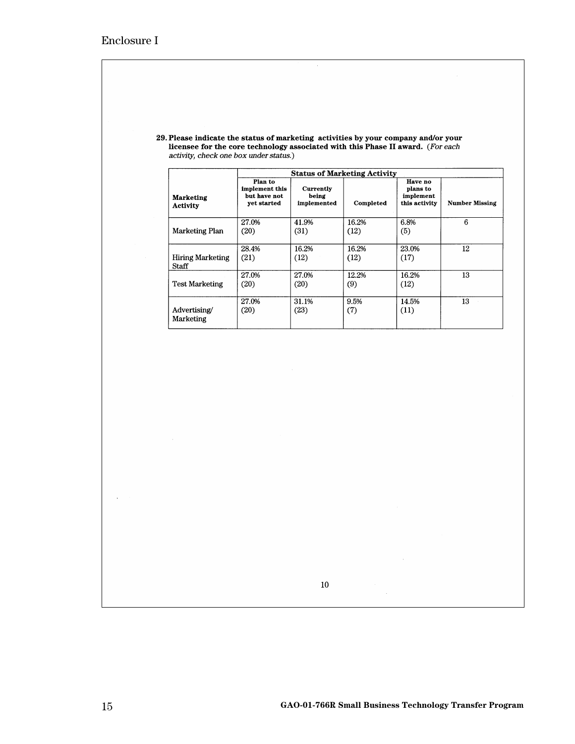Enclosure I

**29. Please indicate the status of marketing activities by your company and/or your licensee for the core technology associated with this Phase II award.** (*For each activity, check one box under status.*)

| Marketing Activity | Status of Marketing Activity | | | | |
|---|---|---|---|---|---|
| | Plan to implement this but have not yet started | Currently being implemented | Completed | Have no plans to implement this activity | Number Missing |
| Marketing Plan | 27.0% (20) | 41.9% (31) | 16.2% (12) | 6.8% (5) | 6 |
| Hiring Marketing Staff | 28.4% (21) | 16.2% (12) | 16.2% (12) | 23.0% (17) | 12 |
| Test Marketing | 27.0% (20) | 27.0% (20) | 12.2% (9) | 16.2% (12) | 13 |
| Advertising/ Marketing | 27.0% (20) | 31.1% (23) | 9.5% (7) | 14.5% (11) | 13 |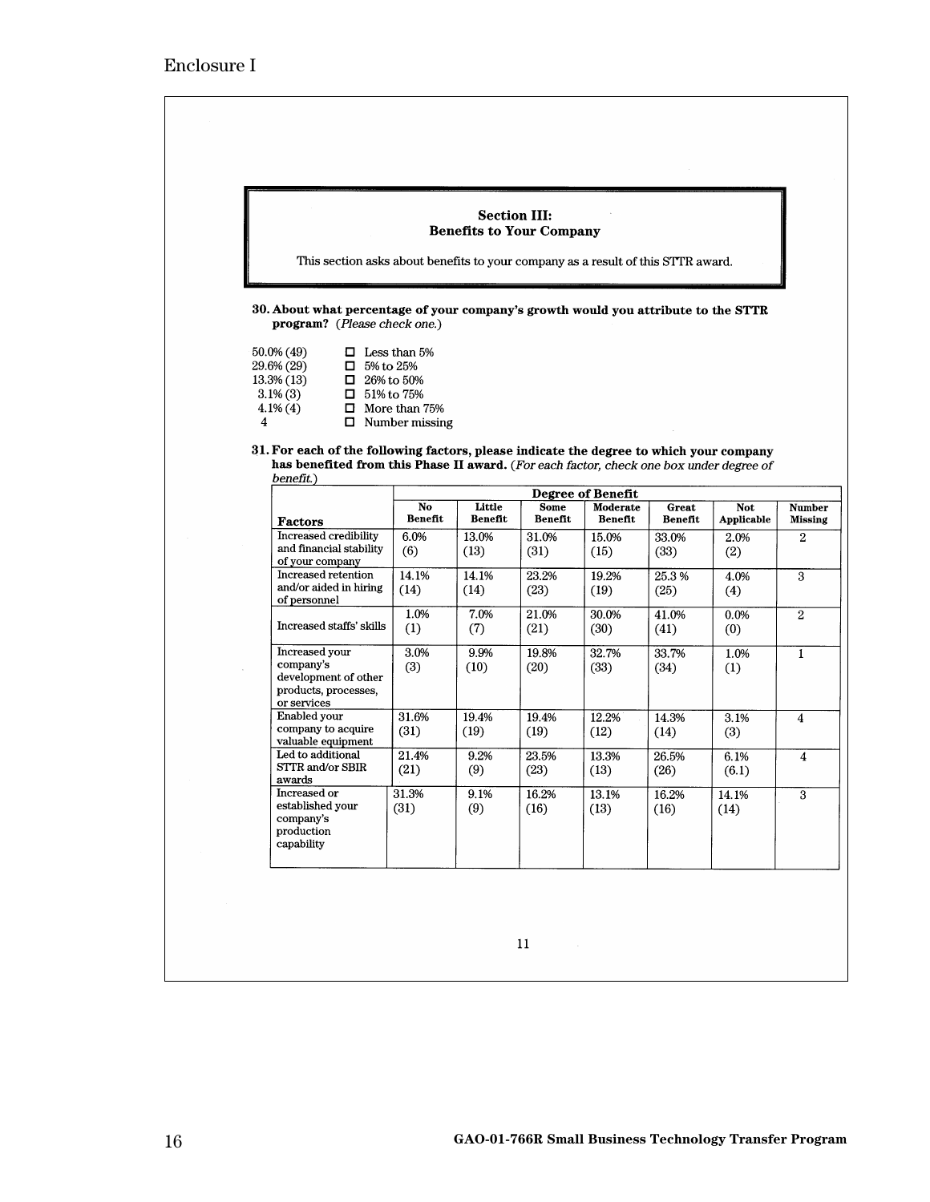Enclosure I

## Section III: Benefits to Your Company

This section asks about benefits to your company as a result of this STTR award.

**30. About what percentage of your company's growth would you attribute to the STTR program?** *(Please check one.)*

| | |
|---|---|
| 50.0% (49) | ☐ Less than 5% |
| 29.6% (29) | ☐ 5% to 25% |
| 13.3% (13) | ☐ 26% to 50% |
| 3.1% (3) | ☐ 51% to 75% |
| 4.1% (4) | ☐ More than 75% |
| 4 | ☐ Number missing |

**31. For each of the following factors, please indicate the degree to which your company has benefited from this Phase II award.** *(For each factor, check one box under degree of benefit.)*

| | Degree of Benefit | | | | | | |
|---|---|---|---|---|---|---|---|
| **Factors** | **No Benefit** | **Little Benefit** | **Some Benefit** | **Moderate Benefit** | **Great Benefit** | **Not Applicable** | **Number Missing** |
| Increased credibility and financial stability of your company | 6.0% (6) | 13.0% (13) | 31.0% (31) | 15.0% (15) | 33.0% (33) | 2.0% (2) | 2 |
| Increased retention and/or aided in hiring of personnel | 14.1% (14) | 14.1% (14) | 23.2% (23) | 19.2% (19) | 25.3 % (25) | 4.0% (4) | 3 |
| Increased staffs' skills | 1.0% (1) | 7.0% (7) | 21.0% (21) | 30.0% (30) | 41.0% (41) | 0.0% (0) | 2 |
| Increased your company's development of other products, processes, or services | 3.0% (3) | 9.9% (10) | 19.8% (20) | 32.7% (33) | 33.7% (34) | 1.0% (1) | 1 |
| Enabled your company to acquire valuable equipment | 31.6% (31) | 19.4% (19) | 19.4% (19) | 12.2% (12) | 14.3% (14) | 3.1% (3) | 4 |
| Led to additional STTR and/or SBIR awards | 21.4% (21) | 9.2% (9) | 23.5% (23) | 13.3% (13) | 26.5% (26) | 6.1% (6.1) | 4 |
| Increased or established your company's production capability | 31.3% (31) | 9.1% (9) | 16.2% (16) | 13.1% (13) | 16.2% (16) | 14.1% (14) | 3 |

11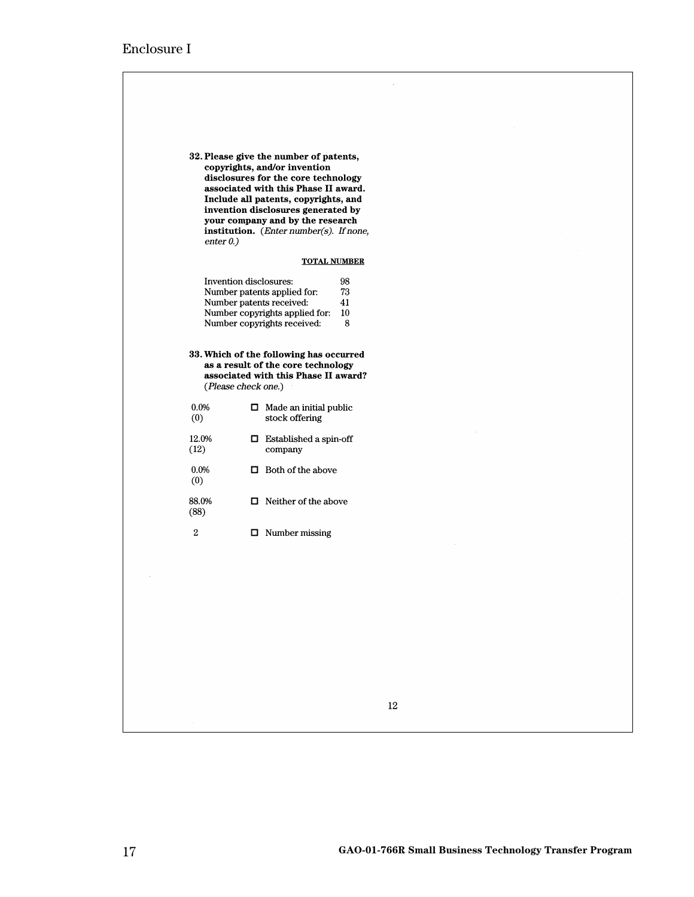Enclosure I

**32. Please give the number of patents, copyrights, and/or invention disclosures for the core technology associated with this Phase II award. Include all patents, copyrights, and invention disclosures generated by your company and by the research institution.** (*Enter number(s). If none, enter 0.*)

| | **TOTAL NUMBER** |
|---|---|
| Invention disclosures: | 98 |
| Number patents applied for: | 73 |
| Number patents received: | 41 |
| Number copyrights applied for: | 10 |
| Number copyrights received: | 8 |

**33. Which of the following has occurred as a result of the core technology associated with this Phase II award?** (*Please check one.*)

| | |
|---|---|
| 0.0% (0) | ☐ Made an initial public stock offering |
| 12.0% (12) | ☐ Established a spin-off company |
| 0.0% (0) | ☐ Both of the above |
| 88.0% (88) | ☐ Neither of the above |
| 2 | ☐ Number missing |

12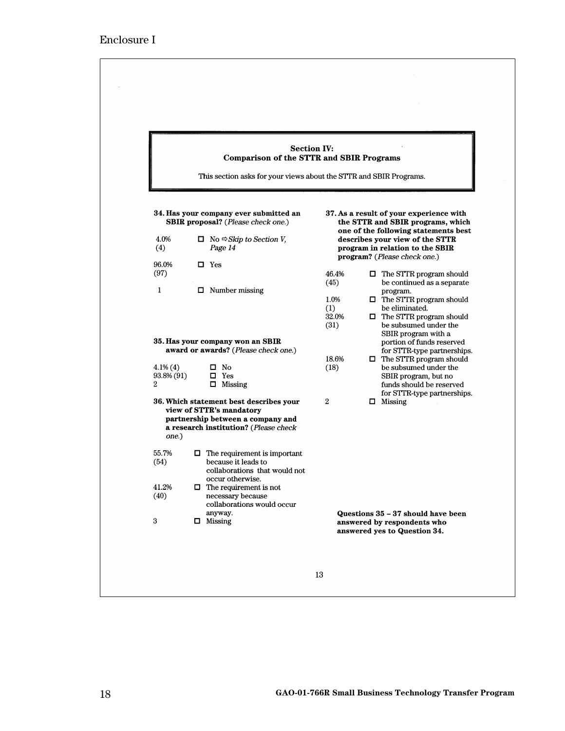Enclosure I

## Section IV: Comparison of the STTR and SBIR Programs

This section asks for your views about the STTR and SBIR Programs.

**34. Has your company ever submitted an SBIR proposal?** (*Please check one.*)

| | |
|---|---|
| 4.0% (4) | ☐ No ⇨ *Skip to Section V, Page 14* |
| 96.0% (97) | ☐ Yes |
| 1 | ☐ Number missing |

**35. Has your company won an SBIR award or awards?** (*Please check one.*)

| | |
|---|---|
| 4.1% (4) | ☐ No |
| 93.8% (91) | ☐ Yes |
| 2 | ☐ Missing |

**36. Which statement best describes your view of STTR's mandatory partnership between a company and a research institution?** (*Please check one.*)

| | |
|---|---|
| 55.7% (54) | ☐ The requirement is important because it leads to collaborations that would not occur otherwise. |
| 41.2% (40) | ☐ The requirement is not necessary because collaborations would occur anyway. |
| 3 | ☐ Missing |

**37. As a result of your experience with the STTR and SBIR programs, which one of the following statements best describes your view of the STTR program in relation to the SBIR program?** (*Please check one.*)

| | |
|---|---|
| 46.4% (45) | ☐ The STTR program should be continued as a separate program. |
| 1.0% (1) | ☐ The STTR program should be eliminated. |
| 32.0% (31) | ☐ The STTR program should be subsumed under the SBIR program with a portion of funds reserved for STTR-type partnerships. |
| 18.6% (18) | ☐ The STTR program should be subsumed under the SBIR program, but no funds should be reserved for STTR-type partnerships. |
| 2 | ☐ Missing |

**Questions 35 – 37 should have been answered by respondents who answered yes to Question 34.**

GAO-01-766R Small Business Technology Transfer Program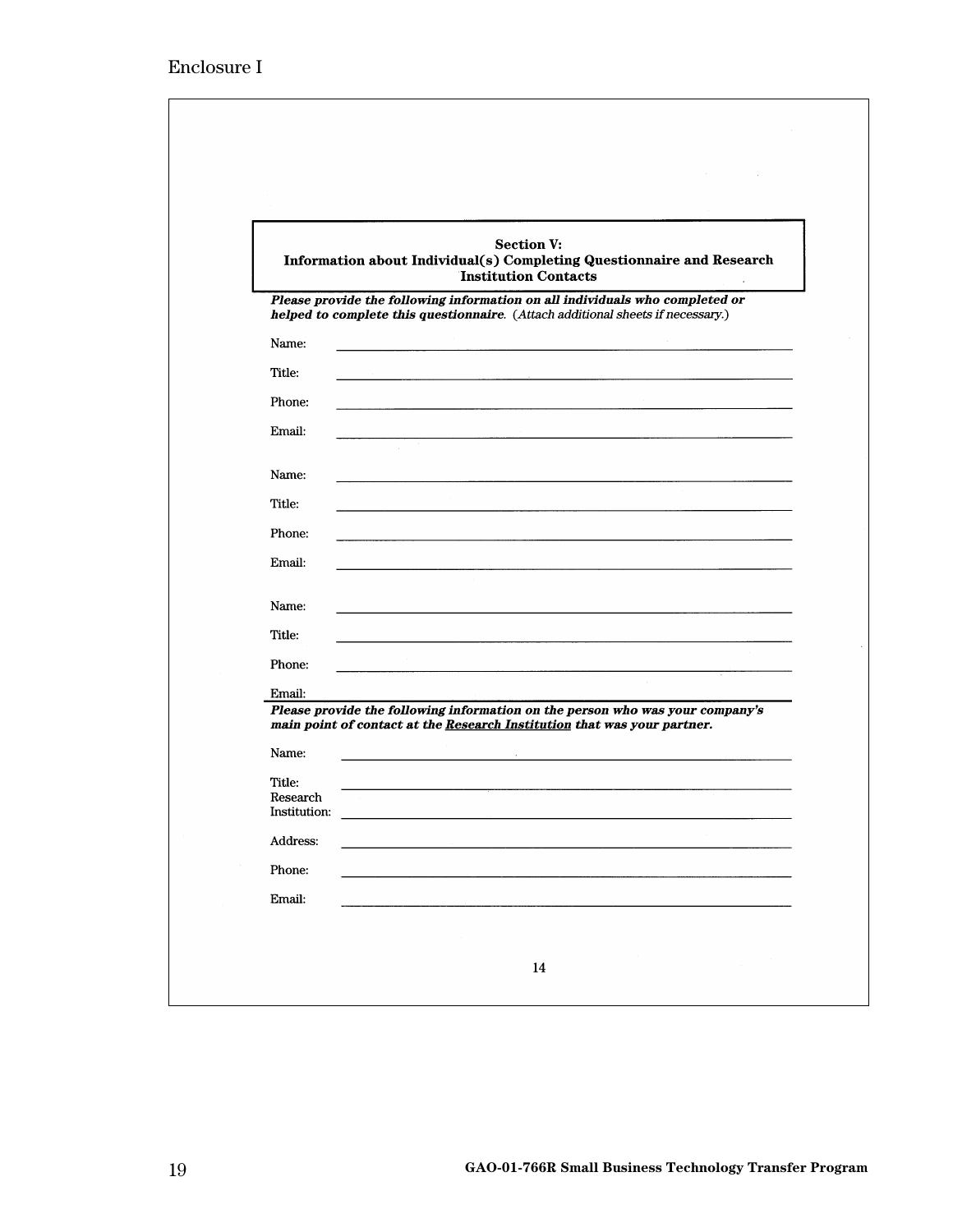Enclosure I

## Section V: Information about Individual(s) Completing Questionnaire and Research Institution Contacts

***Please provide the following information on all individuals who completed or helped to complete this questionnaire.*** (*Attach additional sheets if necessary.*)

Name: \_\_\_\_\_\_\_\_\_\_\_\_\_\_\_\_\_\_\_\_\_\_\_\_\_\_\_\_\_\_\_\_\_\_\_\_\_\_\_\_\_\_

Title: \_\_\_\_\_\_\_\_\_\_\_\_\_\_\_\_\_\_\_\_\_\_\_\_\_\_\_\_\_\_\_\_\_\_\_\_\_\_\_\_\_\_

Phone: \_\_\_\_\_\_\_\_\_\_\_\_\_\_\_\_\_\_\_\_\_\_\_\_\_\_\_\_\_\_\_\_\_\_\_\_\_\_\_\_\_\_

Email: \_\_\_\_\_\_\_\_\_\_\_\_\_\_\_\_\_\_\_\_\_\_\_\_\_\_\_\_\_\_\_\_\_\_\_\_\_\_\_\_\_\_

Name: \_\_\_\_\_\_\_\_\_\_\_\_\_\_\_\_\_\_\_\_\_\_\_\_\_\_\_\_\_\_\_\_\_\_\_\_\_\_\_\_\_\_

Title: \_\_\_\_\_\_\_\_\_\_\_\_\_\_\_\_\_\_\_\_\_\_\_\_\_\_\_\_\_\_\_\_\_\_\_\_\_\_\_\_\_\_

Phone: \_\_\_\_\_\_\_\_\_\_\_\_\_\_\_\_\_\_\_\_\_\_\_\_\_\_\_\_\_\_\_\_\_\_\_\_\_\_\_\_\_\_

Email: \_\_\_\_\_\_\_\_\_\_\_\_\_\_\_\_\_\_\_\_\_\_\_\_\_\_\_\_\_\_\_\_\_\_\_\_\_\_\_\_\_\_

Name: \_\_\_\_\_\_\_\_\_\_\_\_\_\_\_\_\_\_\_\_\_\_\_\_\_\_\_\_\_\_\_\_\_\_\_\_\_\_\_\_\_\_

Title: \_\_\_\_\_\_\_\_\_\_\_\_\_\_\_\_\_\_\_\_\_\_\_\_\_\_\_\_\_\_\_\_\_\_\_\_\_\_\_\_\_\_

Phone: \_\_\_\_\_\_\_\_\_\_\_\_\_\_\_\_\_\_\_\_\_\_\_\_\_\_\_\_\_\_\_\_\_\_\_\_\_\_\_\_\_\_

Email: \_\_\_\_\_\_\_\_\_\_\_\_\_\_\_\_\_\_\_\_\_\_\_\_\_\_\_\_\_\_\_\_\_\_\_\_\_\_\_\_\_\_

***Please provide the following information on the person who was your company's main point of contact at the Research Institution that was your partner.***

Name: \_\_\_\_\_\_\_\_\_\_\_\_\_\_\_\_\_\_\_\_\_\_\_\_\_\_\_\_\_\_\_\_\_\_\_\_\_\_\_\_\_\_

Title: \_\_\_\_\_\_\_\_\_\_\_\_\_\_\_\_\_\_\_\_\_\_\_\_\_\_\_\_\_\_\_\_\_\_\_\_\_\_\_\_\_\_

Research Institution: \_\_\_\_\_\_\_\_\_\_\_\_\_\_\_\_\_\_\_\_\_\_\_\_\_\_\_\_\_\_\_\_\_\_\_\_\_\_\_\_\_\_

Address: \_\_\_\_\_\_\_\_\_\_\_\_\_\_\_\_\_\_\_\_\_\_\_\_\_\_\_\_\_\_\_\_\_\_\_\_\_\_\_\_\_\_

Phone: \_\_\_\_\_\_\_\_\_\_\_\_\_\_\_\_\_\_\_\_\_\_\_\_\_\_\_\_\_\_\_\_\_\_\_\_\_\_\_\_\_\_

Email: \_\_\_\_\_\_\_\_\_\_\_\_\_\_\_\_\_\_\_\_\_\_\_\_\_\_\_\_\_\_\_\_\_\_\_\_\_\_\_\_\_\_

14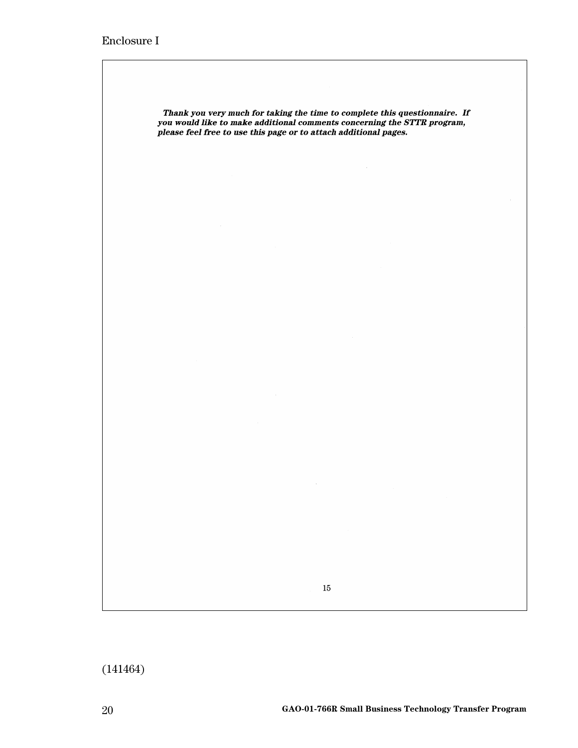Enclosure I

***Thank you very much for taking the time to complete this questionnaire. If you would like to make additional comments concerning the STTR program, please feel free to use this page or to attach additional pages.***

(141464)